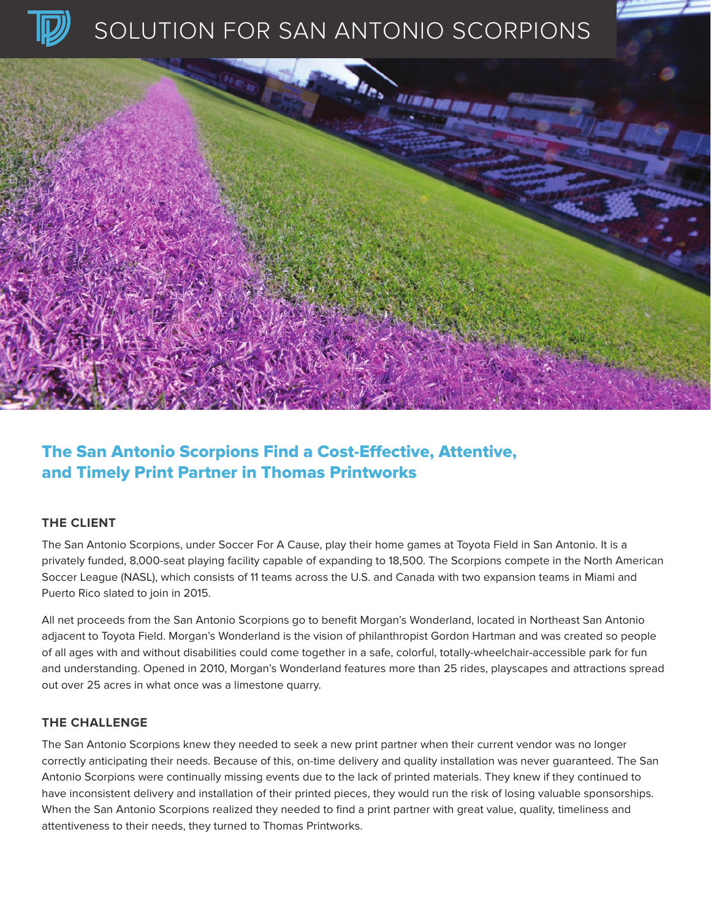# SOLUTION FOR SAN ANTONIO SCORPIONS

## The San Antonio Scorpions Find a Cost-Effective, Attentive, and Timely Print Partner in Thomas Printworks

### THE CLIENT

The San Antonio Scorpions, under Soccer For A Cause, play their home games at Toyota Field in San Antonio. It is a privately funded, 8,000-seat playing facility capable of expanding to 18,500. The Scorpions compete in the North American Soccer League (NASL), which consists of 11 teams across the U.S. and Canada with two expansion teams in Miami and Puerto Rico slated to join in 2015.

All net proceeds from the San Antonio Scorpions go to benefit Morgan's Wonderland, located in Northeast San Antonio adjacent to Toyota Field. Morgan's Wonderland is the vision of philanthropist Gordon Hartman and was created so people of all ages with and without disabilities could come together in a safe, colorful, totally-wheelchair-accessible park for fun and understanding. Opened in 2010, Morgan's Wonderland features more than 25 rides, playscapes and attractions spread out over 25 acres in what once was a limestone quarry.

### THE CHALLENGE

The San Antonio Scorpions knew they needed to seek a new print partner when their current vendor was no longer correctly anticipating their needs. Because of this, on-time delivery and quality installation was never guaranteed. The San Antonio Scorpions were continually missing events due to the lack of printed materials. They knew if they continued to have inconsistent delivery and installation of their printed pieces, they would run the risk of losing valuable sponsorships. When the San Antonio Scorpions realized they needed to find a print partner with great value, quality, timeliness and attentiveness to their needs, they turned to Thomas Printworks.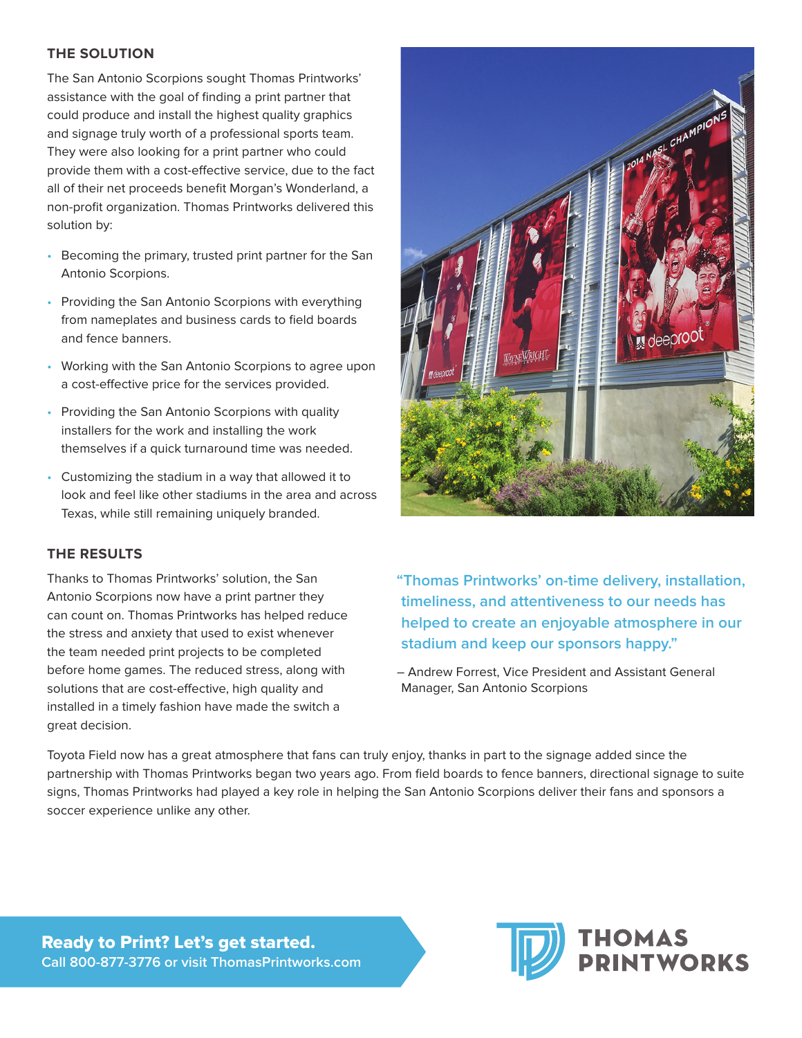## THE SOLUTION

The San Antonio Scorpions sought Thomas Printworks' assistance with the goal of finding a print partner that could produce and install the highest quality graphics and signage truly worth of a professional sports team. They were also looking for a print partner who could provide them with a cost-effective service, due to the fact all of their net proceeds benefit Morgan's Wonderland, a non-profit organization. Thomas Printworks delivered this solution by:

- Becoming the primary, trusted print partner for the San Antonio Scorpions.
- Providing the San Antonio Scorpions with everything from nameplates and business cards to field boards and fence banners.
- Working with the San Antonio Scorpions to agree upon a cost-effective price for the services provided.
- Providing the San Antonio Scorpions with quality installers for the work and installing the work themselves if a quick turnaround time was needed.
- Customizing the stadium in a way that allowed it to look and feel like other stadiums in the area and across Texas, while still remaining uniquely branded.

## THE RESULTS

Thanks to Thomas Printworks' solution, the San Antonio Scorpions now have a print partner they can count on. Thomas Printworks has helped reduce the stress and anxiety that used to exist whenever the team needed print projects to be completed before home games. The reduced stress, along with solutions that are cost-effective, high quality and installed in a timely fashion have made the switch a great decision.

"Thomas Printworks' on-time delivery, installation, timeliness, and attentiveness to our needs has helped to create an enjoyable atmosphere in our stadium and keep our sponsors happy."

– Andrew Forrest, Vice President and Assistant General Manager, San Antonio Scorpions

Toyota Field now has a great atmosphere that fans can truly enjoy, thanks in part to the signage added since the partnership with Thomas Printworks began two years ago. From field boards to fence banners, directional signage to suite signs, Thomas Printworks had played a key role in helping the San Antonio Scorpions deliver their fans and sponsors a soccer experience unlike any other.

**Ready to Print? Let's get started.**
**Call 800-877-3776 or visit ThomasPrintworks.com**

THOMAS PRINTWORKS